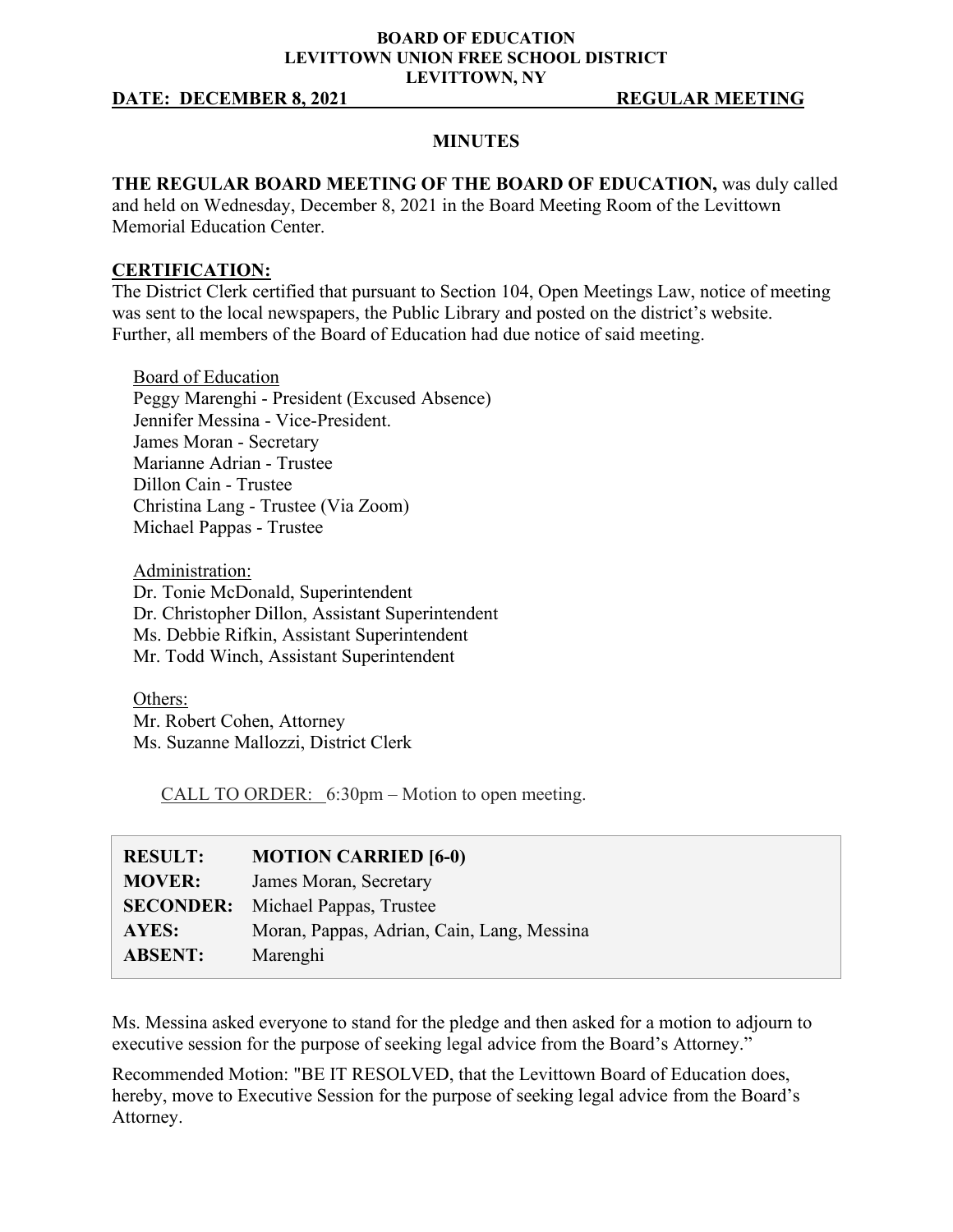**BOARD OF EDUCATION**
**LEVITTOWN UNION FREE SCHOOL DISTRICT**
**LEVITTOWN, NY**

**DATE: DECEMBER 8, 2021 REGULAR MEETING**

# MINUTES

**THE REGULAR BOARD MEETING OF THE BOARD OF EDUCATION,** was duly called and held on Wednesday, December 8, 2021 in the Board Meeting Room of the Levittown Memorial Education Center.

## CERTIFICATION:

The District Clerk certified that pursuant to Section 104, Open Meetings Law, notice of meeting was sent to the local newspapers, the Public Library and posted on the district's website. Further, all members of the Board of Education had due notice of said meeting.

Board of Education
Peggy Marenghi - President (Excused Absence)
Jennifer Messina - Vice-President.
James Moran - Secretary
Marianne Adrian - Trustee
Dillon Cain - Trustee
Christina Lang - Trustee (Via Zoom)
Michael Pappas - Trustee

Administration:
Dr. Tonie McDonald, Superintendent
Dr. Christopher Dillon, Assistant Superintendent
Ms. Debbie Rifkin, Assistant Superintendent
Mr. Todd Winch, Assistant Superintendent

Others:
Mr. Robert Cohen, Attorney
Ms. Suzanne Mallozzi, District Clerk

CALL TO ORDER: 6:30pm – Motion to open meeting.

| | |
|---|---|
| **RESULT:** | **MOTION CARRIED [6-0)** |
| **MOVER:** | James Moran, Secretary |
| **SECONDER:** | Michael Pappas, Trustee |
| **AYES:** | Moran, Pappas, Adrian, Cain, Lang, Messina |
| **ABSENT:** | Marenghi |

Ms. Messina asked everyone to stand for the pledge and then asked for a motion to adjourn to executive session for the purpose of seeking legal advice from the Board's Attorney."

Recommended Motion: "BE IT RESOLVED, that the Levittown Board of Education does, hereby, move to Executive Session for the purpose of seeking legal advice from the Board's Attorney.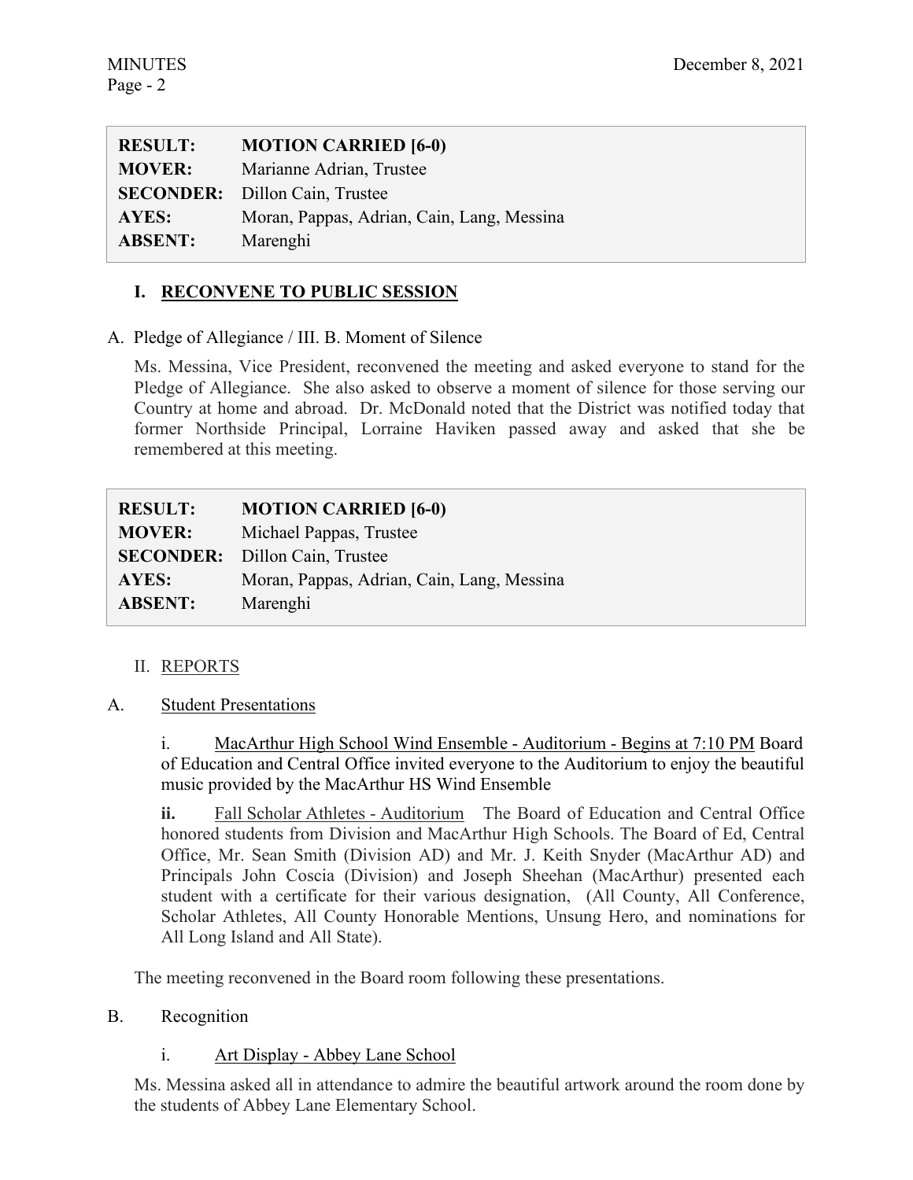| | |
|---|---|
| **RESULT:** | **MOTION CARRIED [6-0)** |
| **MOVER:** | Marianne Adrian, Trustee |
| **SECONDER:** | Dillon Cain, Trustee |
| **AYES:** | Moran, Pappas, Adrian, Cain, Lang, Messina |
| **ABSENT:** | Marenghi |

## I. RECONVENE TO PUBLIC SESSION

A. Pledge of Allegiance / III. B. Moment of Silence

Ms. Messina, Vice President, reconvened the meeting and asked everyone to stand for the Pledge of Allegiance. She also asked to observe a moment of silence for those serving our Country at home and abroad. Dr. McDonald noted that the District was notified today that former Northside Principal, Lorraine Haviken passed away and asked that she be remembered at this meeting.

| | |
|---|---|
| **RESULT:** | **MOTION CARRIED [6-0)** |
| **MOVER:** | Michael Pappas, Trustee |
| **SECONDER:** | Dillon Cain, Trustee |
| **AYES:** | Moran, Pappas, Adrian, Cain, Lang, Messina |
| **ABSENT:** | Marenghi |

## II. REPORTS

A. Student Presentations

i. MacArthur High School Wind Ensemble - Auditorium - Begins at 7:10 PM Board of Education and Central Office invited everyone to the Auditorium to enjoy the beautiful music provided by the MacArthur HS Wind Ensemble

**ii.** Fall Scholar Athletes - Auditorium The Board of Education and Central Office honored students from Division and MacArthur High Schools. The Board of Ed, Central Office, Mr. Sean Smith (Division AD) and Mr. J. Keith Snyder (MacArthur AD) and Principals John Coscia (Division) and Joseph Sheehan (MacArthur) presented each student with a certificate for their various designation, (All County, All Conference, Scholar Athletes, All County Honorable Mentions, Unsung Hero, and nominations for All Long Island and All State).

The meeting reconvened in the Board room following these presentations.

B. Recognition

i. Art Display - Abbey Lane School

Ms. Messina asked all in attendance to admire the beautiful artwork around the room done by the students of Abbey Lane Elementary School.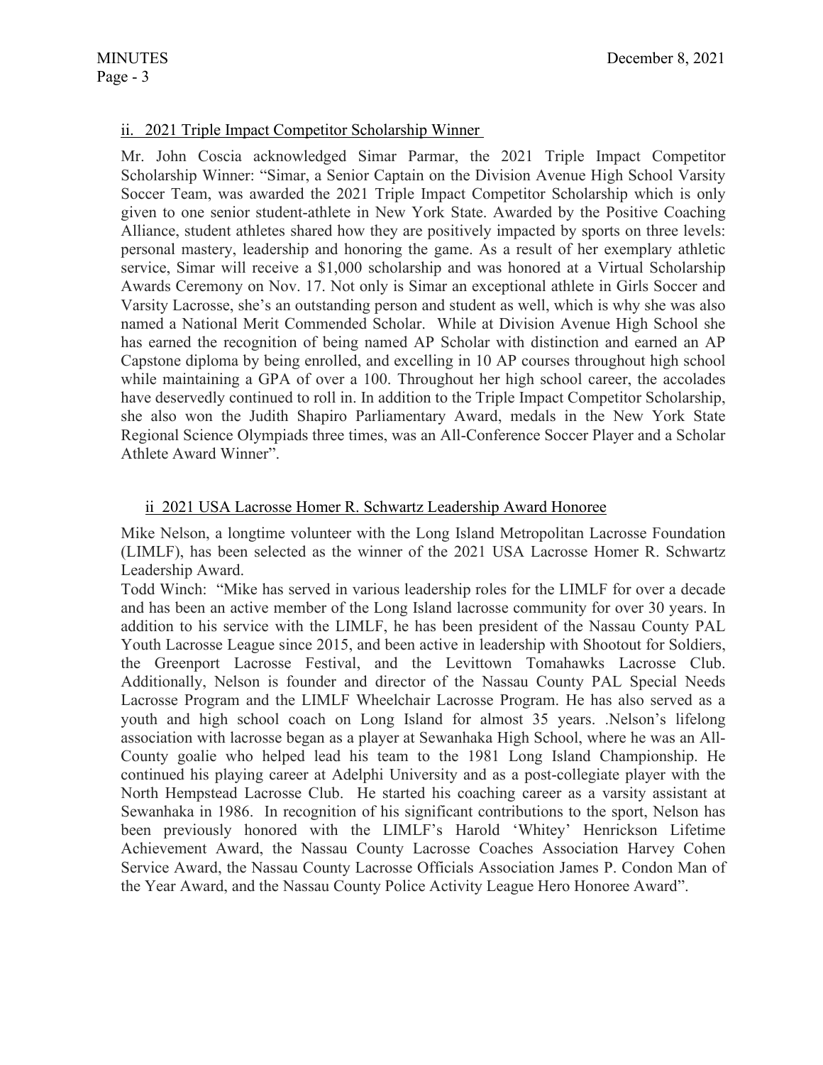ii. 2021 Triple Impact Competitor Scholarship Winner

Mr. John Coscia acknowledged Simar Parmar, the 2021 Triple Impact Competitor Scholarship Winner: "Simar, a Senior Captain on the Division Avenue High School Varsity Soccer Team, was awarded the 2021 Triple Impact Competitor Scholarship which is only given to one senior student-athlete in New York State. Awarded by the Positive Coaching Alliance, student athletes shared how they are positively impacted by sports on three levels: personal mastery, leadership and honoring the game. As a result of her exemplary athletic service, Simar will receive a $1,000 scholarship and was honored at a Virtual Scholarship Awards Ceremony on Nov. 17. Not only is Simar an exceptional athlete in Girls Soccer and Varsity Lacrosse, she's an outstanding person and student as well, which is why she was also named a National Merit Commended Scholar. While at Division Avenue High School she has earned the recognition of being named AP Scholar with distinction and earned an AP Capstone diploma by being enrolled, and excelling in 10 AP courses throughout high school while maintaining a GPA of over a 100. Throughout her high school career, the accolades have deservedly continued to roll in. In addition to the Triple Impact Competitor Scholarship, she also won the Judith Shapiro Parliamentary Award, medals in the New York State Regional Science Olympiads three times, was an All-Conference Soccer Player and a Scholar Athlete Award Winner".

ii 2021 USA Lacrosse Homer R. Schwartz Leadership Award Honoree

Mike Nelson, a longtime volunteer with the Long Island Metropolitan Lacrosse Foundation (LIMLF), has been selected as the winner of the 2021 USA Lacrosse Homer R. Schwartz Leadership Award.

Todd Winch: "Mike has served in various leadership roles for the LIMLF for over a decade and has been an active member of the Long Island lacrosse community for over 30 years. In addition to his service with the LIMLF, he has been president of the Nassau County PAL Youth Lacrosse League since 2015, and been active in leadership with Shootout for Soldiers, the Greenport Lacrosse Festival, and the Levittown Tomahawks Lacrosse Club. Additionally, Nelson is founder and director of the Nassau County PAL Special Needs Lacrosse Program and the LIMLF Wheelchair Lacrosse Program. He has also served as a youth and high school coach on Long Island for almost 35 years. .Nelson's lifelong association with lacrosse began as a player at Sewanhaka High School, where he was an All-County goalie who helped lead his team to the 1981 Long Island Championship. He continued his playing career at Adelphi University and as a post-collegiate player with the North Hempstead Lacrosse Club. He started his coaching career as a varsity assistant at Sewanhaka in 1986. In recognition of his significant contributions to the sport, Nelson has been previously honored with the LIMLF's Harold 'Whitey' Henrickson Lifetime Achievement Award, the Nassau County Lacrosse Coaches Association Harvey Cohen Service Award, the Nassau County Lacrosse Officials Association James P. Condon Man of the Year Award, and the Nassau County Police Activity League Hero Honoree Award".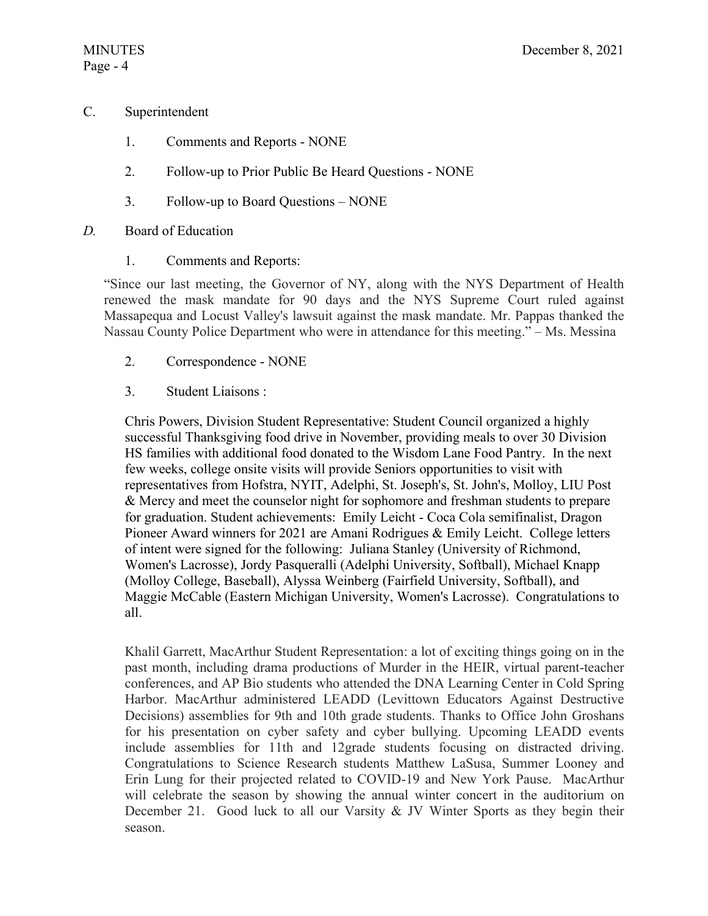C. Superintendent

1. Comments and Reports - NONE

2. Follow-up to Prior Public Be Heard Questions - NONE

3. Follow-up to Board Questions – NONE

*D.* Board of Education

1. Comments and Reports:

"Since our last meeting, the Governor of NY, along with the NYS Department of Health renewed the mask mandate for 90 days and the NYS Supreme Court ruled against Massapequa and Locust Valley's lawsuit against the mask mandate. Mr. Pappas thanked the Nassau County Police Department who were in attendance for this meeting." – Ms. Messina

2. Correspondence - NONE

3. Student Liaisons :

Chris Powers, Division Student Representative: Student Council organized a highly successful Thanksgiving food drive in November, providing meals to over 30 Division HS families with additional food donated to the Wisdom Lane Food Pantry. In the next few weeks, college onsite visits will provide Seniors opportunities to visit with representatives from Hofstra, NYIT, Adelphi, St. Joseph's, St. John's, Molloy, LIU Post & Mercy and meet the counselor night for sophomore and freshman students to prepare for graduation. Student achievements: Emily Leicht - Coca Cola semifinalist, Dragon Pioneer Award winners for 2021 are Amani Rodrigues & Emily Leicht. College letters of intent were signed for the following: Juliana Stanley (University of Richmond, Women's Lacrosse), Jordy Pasqueralli (Adelphi University, Softball), Michael Knapp (Molloy College, Baseball), Alyssa Weinberg (Fairfield University, Softball), and Maggie McCable (Eastern Michigan University, Women's Lacrosse). Congratulations to all.

Khalil Garrett, MacArthur Student Representation: a lot of exciting things going on in the past month, including drama productions of Murder in the HEIR, virtual parent-teacher conferences, and AP Bio students who attended the DNA Learning Center in Cold Spring Harbor. MacArthur administered LEADD (Levittown Educators Against Destructive Decisions) assemblies for 9th and 10th grade students. Thanks to Office John Groshans for his presentation on cyber safety and cyber bullying. Upcoming LEADD events include assemblies for 11th and 12grade students focusing on distracted driving. Congratulations to Science Research students Matthew LaSusa, Summer Looney and Erin Lung for their projected related to COVID-19 and New York Pause. MacArthur will celebrate the season by showing the annual winter concert in the auditorium on December 21. Good luck to all our Varsity & JV Winter Sports as they begin their season.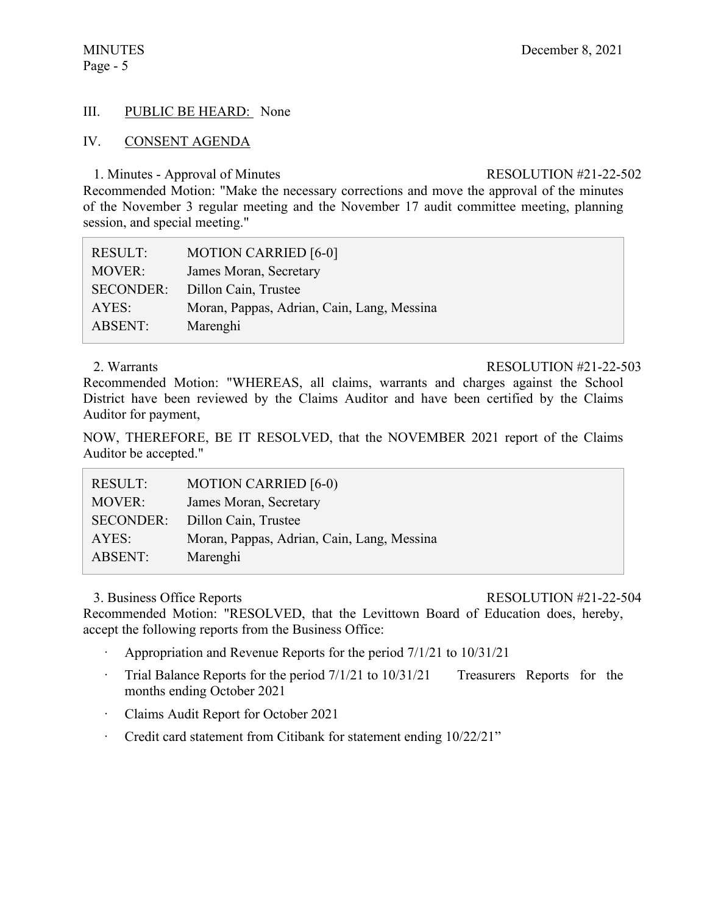## III. PUBLIC BE HEARD: None

## IV. CONSENT AGENDA

1. Minutes - Approval of Minutes RESOLUTION #21-22-502

Recommended Motion: "Make the necessary corrections and move the approval of the minutes of the November 3 regular meeting and the November 17 audit committee meeting, planning session, and special meeting."

| | |
|---|---|
| RESULT: | MOTION CARRIED [6-0] |
| MOVER: | James Moran, Secretary |
| SECONDER: | Dillon Cain, Trustee |
| AYES: | Moran, Pappas, Adrian, Cain, Lang, Messina |
| ABSENT: | Marenghi |

2. Warrants RESOLUTION #21-22-503

Recommended Motion: "WHEREAS, all claims, warrants and charges against the School District have been reviewed by the Claims Auditor and have been certified by the Claims Auditor for payment,

NOW, THEREFORE, BE IT RESOLVED, that the NOVEMBER 2021 report of the Claims Auditor be accepted."

| | |
|---|---|
| RESULT: | MOTION CARRIED [6-0) |
| MOVER: | James Moran, Secretary |
| SECONDER: | Dillon Cain, Trustee |
| AYES: | Moran, Pappas, Adrian, Cain, Lang, Messina |
| ABSENT: | Marenghi |

3. Business Office Reports RESOLUTION #21-22-504

Recommended Motion: "RESOLVED, that the Levittown Board of Education does, hereby, accept the following reports from the Business Office:

- Appropriation and Revenue Reports for the period 7/1/21 to 10/31/21
- Trial Balance Reports for the period 7/1/21 to 10/31/21 Treasurers Reports for the months ending October 2021
- Claims Audit Report for October 2021
- Credit card statement from Citibank for statement ending 10/22/21"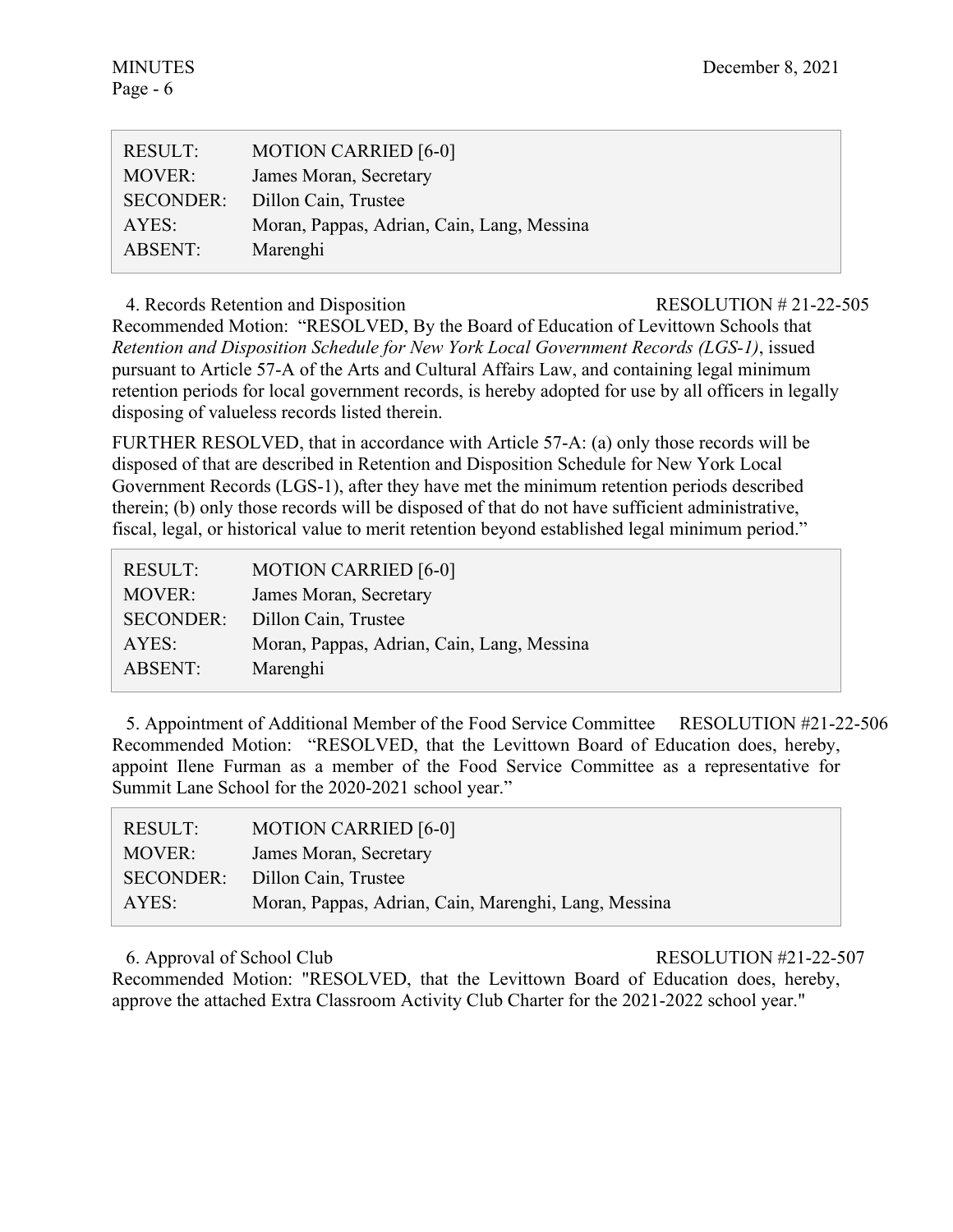| RESULT: | MOTION CARRIED [6-0] |
|---|---|
| MOVER: | James Moran, Secretary |
| SECONDER: | Dillon Cain, Trustee |
| AYES: | Moran, Pappas, Adrian, Cain, Lang, Messina |
| ABSENT: | Marenghi |

4. Records Retention and Disposition RESOLUTION # 21-22-505

Recommended Motion: "RESOLVED, By the Board of Education of Levittown Schools that *Retention and Disposition Schedule for New York Local Government Records (LGS-1)*, issued pursuant to Article 57-A of the Arts and Cultural Affairs Law, and containing legal minimum retention periods for local government records, is hereby adopted for use by all officers in legally disposing of valueless records listed therein.

FURTHER RESOLVED, that in accordance with Article 57-A: (a) only those records will be disposed of that are described in Retention and Disposition Schedule for New York Local Government Records (LGS-1), after they have met the minimum retention periods described therein; (b) only those records will be disposed of that do not have sufficient administrative, fiscal, legal, or historical value to merit retention beyond established legal minimum period."

| RESULT: | MOTION CARRIED [6-0] |
|---|---|
| MOVER: | James Moran, Secretary |
| SECONDER: | Dillon Cain, Trustee |
| AYES: | Moran, Pappas, Adrian, Cain, Lang, Messina |
| ABSENT: | Marenghi |

5. Appointment of Additional Member of the Food Service Committee RESOLUTION #21-22-506

Recommended Motion: "RESOLVED, that the Levittown Board of Education does, hereby, appoint Ilene Furman as a member of the Food Service Committee as a representative for Summit Lane School for the 2020-2021 school year."

| RESULT: | MOTION CARRIED [6-0] |
|---|---|
| MOVER: | James Moran, Secretary |
| SECONDER: | Dillon Cain, Trustee |
| AYES: | Moran, Pappas, Adrian, Cain, Marenghi, Lang, Messina |

6. Approval of School Club RESOLUTION #21-22-507

Recommended Motion: "RESOLVED, that the Levittown Board of Education does, hereby, approve the attached Extra Classroom Activity Club Charter for the 2021-2022 school year."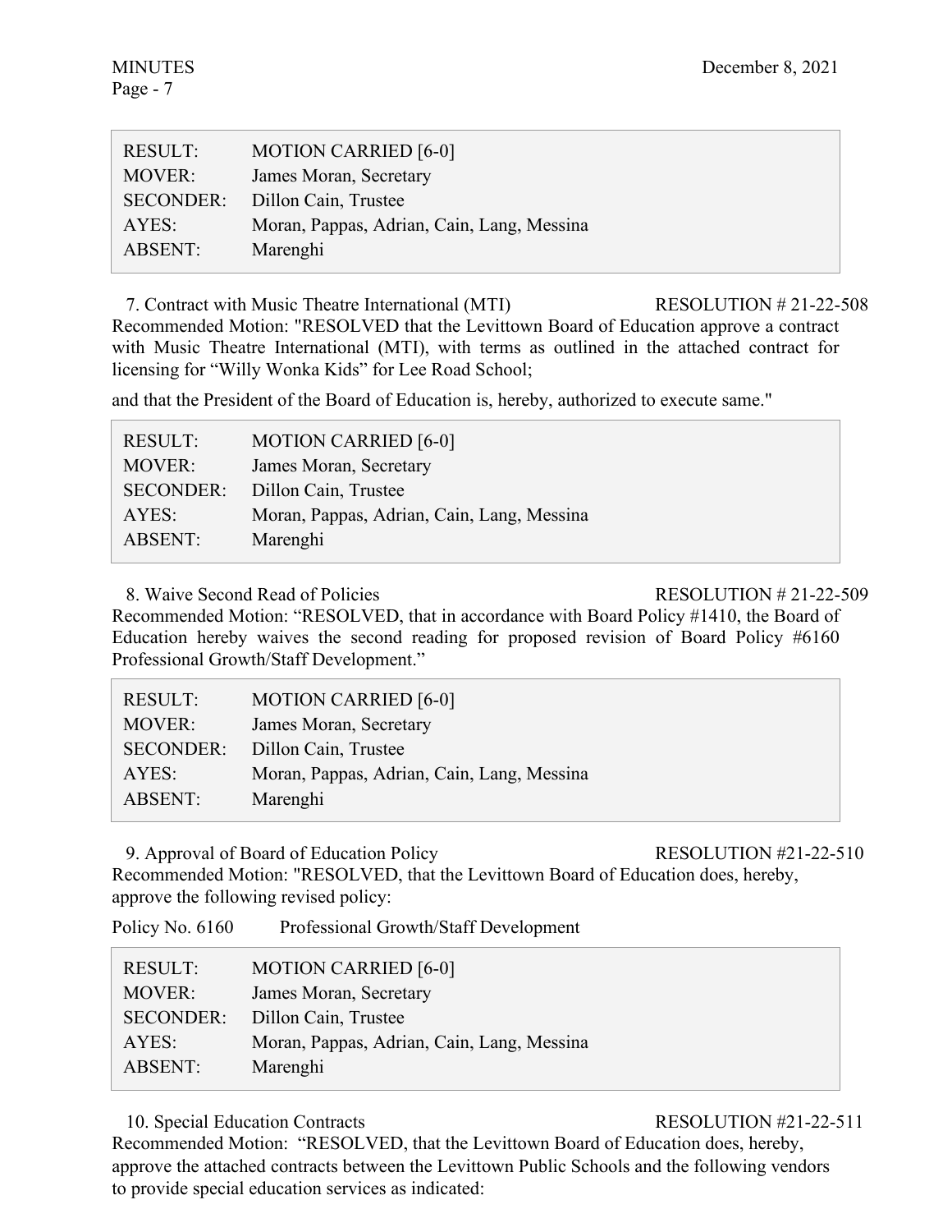| RESULT: | MOTION CARRIED [6-0] |
|---|---|
| MOVER: | James Moran, Secretary |
| SECONDER: | Dillon Cain, Trustee |
| AYES: | Moran, Pappas, Adrian, Cain, Lang, Messina |
| ABSENT: | Marenghi |

7. Contract with Music Theatre International (MTI) RESOLUTION # 21-22-508

Recommended Motion: "RESOLVED that the Levittown Board of Education approve a contract with Music Theatre International (MTI), with terms as outlined in the attached contract for licensing for "Willy Wonka Kids" for Lee Road School;

and that the President of the Board of Education is, hereby, authorized to execute same."

| RESULT: | MOTION CARRIED [6-0] |
|---|---|
| MOVER: | James Moran, Secretary |
| SECONDER: | Dillon Cain, Trustee |
| AYES: | Moran, Pappas, Adrian, Cain, Lang, Messina |
| ABSENT: | Marenghi |

8. Waive Second Read of Policies RESOLUTION # 21-22-509

Recommended Motion: "RESOLVED, that in accordance with Board Policy #1410, the Board of Education hereby waives the second reading for proposed revision of Board Policy #6160 Professional Growth/Staff Development."

| RESULT: | MOTION CARRIED [6-0] |
|---|---|
| MOVER: | James Moran, Secretary |
| SECONDER: | Dillon Cain, Trustee |
| AYES: | Moran, Pappas, Adrian, Cain, Lang, Messina |
| ABSENT: | Marenghi |

9. Approval of Board of Education Policy RESOLUTION #21-22-510

Recommended Motion: "RESOLVED, that the Levittown Board of Education does, hereby, approve the following revised policy:

Policy No. 6160 Professional Growth/Staff Development

| RESULT: | MOTION CARRIED [6-0] |
|---|---|
| MOVER: | James Moran, Secretary |
| SECONDER: | Dillon Cain, Trustee |
| AYES: | Moran, Pappas, Adrian, Cain, Lang, Messina |
| ABSENT: | Marenghi |

10. Special Education Contracts RESOLUTION #21-22-511

Recommended Motion: "RESOLVED, that the Levittown Board of Education does, hereby, approve the attached contracts between the Levittown Public Schools and the following vendors to provide special education services as indicated: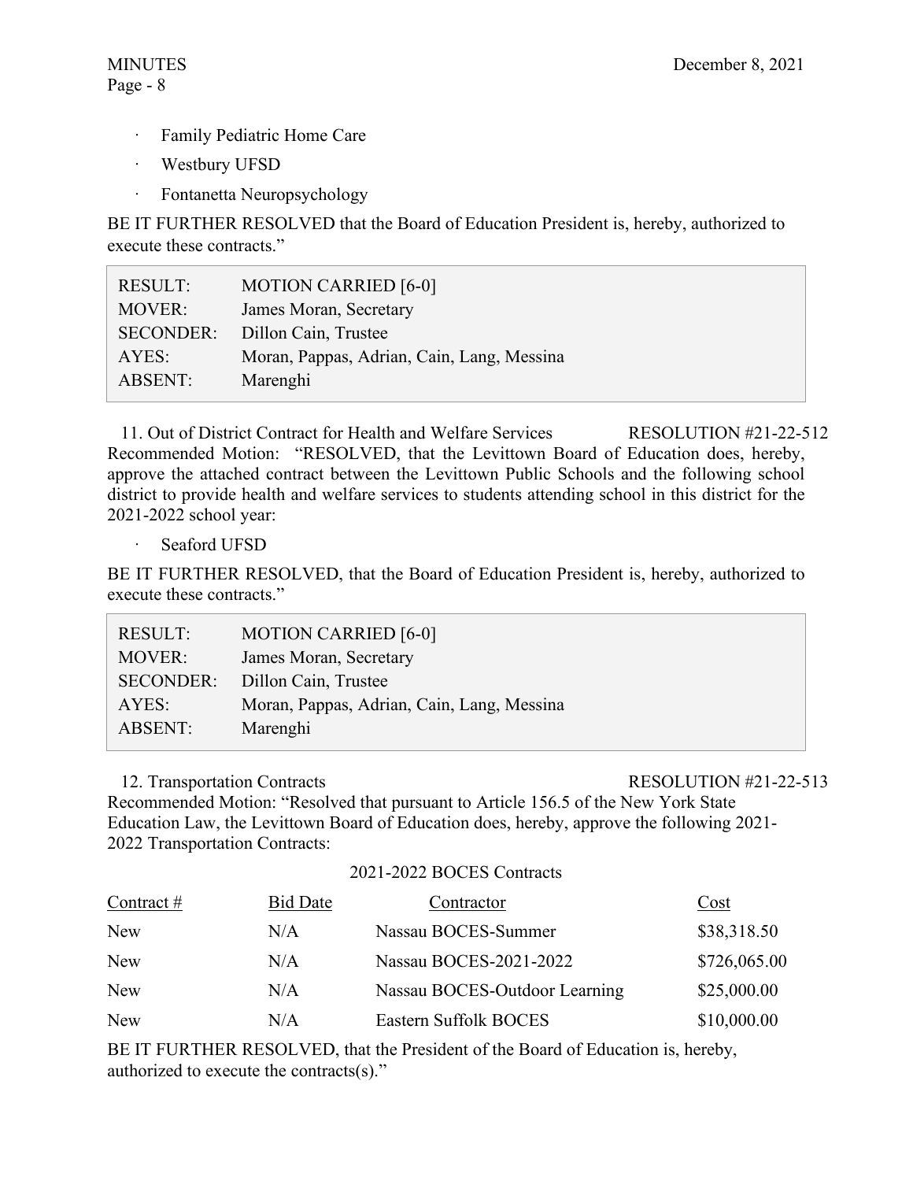- Family Pediatric Home Care
- Westbury UFSD
- Fontanetta Neuropsychology

BE IT FURTHER RESOLVED that the Board of Education President is, hereby, authorized to execute these contracts."

| | |
|---|---|
| RESULT: | MOTION CARRIED [6-0] |
| MOVER: | James Moran, Secretary |
| SECONDER: | Dillon Cain, Trustee |
| AYES: | Moran, Pappas, Adrian, Cain, Lang, Messina |
| ABSENT: | Marenghi |

11. Out of District Contract for Health and Welfare Services RESOLUTION #21-22-512

Recommended Motion: "RESOLVED, that the Levittown Board of Education does, hereby, approve the attached contract between the Levittown Public Schools and the following school district to provide health and welfare services to students attending school in this district for the 2021-2022 school year:

- Seaford UFSD

BE IT FURTHER RESOLVED, that the Board of Education President is, hereby, authorized to execute these contracts."

| | |
|---|---|
| RESULT: | MOTION CARRIED [6-0] |
| MOVER: | James Moran, Secretary |
| SECONDER: | Dillon Cain, Trustee |
| AYES: | Moran, Pappas, Adrian, Cain, Lang, Messina |
| ABSENT: | Marenghi |

12. Transportation Contracts RESOLUTION #21-22-513

Recommended Motion: "Resolved that pursuant to Article 156.5 of the New York State Education Law, the Levittown Board of Education does, hereby, approve the following 2021-2022 Transportation Contracts:

2021-2022 BOCES Contracts

| Contract # | Bid Date | Contractor | Cost |
|---|---|---|---|
| New | N/A | Nassau BOCES-Summer | $38,318.50 |
| New | N/A | Nassau BOCES-2021-2022 | $726,065.00 |
| New | N/A | Nassau BOCES-Outdoor Learning | $25,000.00 |
| New | N/A | Eastern Suffolk BOCES | $10,000.00 |

BE IT FURTHER RESOLVED, that the President of the Board of Education is, hereby, authorized to execute the contracts(s)."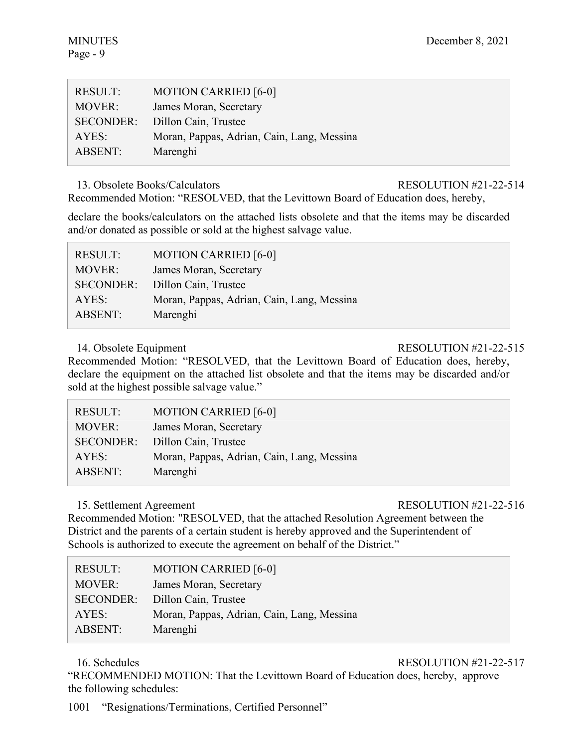| RESULT: | MOTION CARRIED [6-0] |
|---|---|
| MOVER: | James Moran, Secretary |
| SECONDER: | Dillon Cain, Trustee |
| AYES: | Moran, Pappas, Adrian, Cain, Lang, Messina |
| ABSENT: | Marenghi |

13. Obsolete Books/Calculators RESOLUTION #21-22-514

Recommended Motion: "RESOLVED, that the Levittown Board of Education does, hereby,

declare the books/calculators on the attached lists obsolete and that the items may be discarded and/or donated as possible or sold at the highest salvage value.

| RESULT: | MOTION CARRIED [6-0] |
|---|---|
| MOVER: | James Moran, Secretary |
| SECONDER: | Dillon Cain, Trustee |
| AYES: | Moran, Pappas, Adrian, Cain, Lang, Messina |
| ABSENT: | Marenghi |

14. Obsolete Equipment RESOLUTION #21-22-515

Recommended Motion: "RESOLVED, that the Levittown Board of Education does, hereby, declare the equipment on the attached list obsolete and that the items may be discarded and/or sold at the highest possible salvage value."

| RESULT: | MOTION CARRIED [6-0] |
|---|---|
| MOVER: | James Moran, Secretary |
| SECONDER: | Dillon Cain, Trustee |
| AYES: | Moran, Pappas, Adrian, Cain, Lang, Messina |
| ABSENT: | Marenghi |

15. Settlement Agreement RESOLUTION #21-22-516

Recommended Motion: "RESOLVED, that the attached Resolution Agreement between the District and the parents of a certain student is hereby approved and the Superintendent of Schools is authorized to execute the agreement on behalf of the District."

| RESULT: | MOTION CARRIED [6-0] |
|---|---|
| MOVER: | James Moran, Secretary |
| SECONDER: | Dillon Cain, Trustee |
| AYES: | Moran, Pappas, Adrian, Cain, Lang, Messina |
| ABSENT: | Marenghi |

16. Schedules RESOLUTION #21-22-517

"RECOMMENDED MOTION: That the Levittown Board of Education does, hereby, approve the following schedules:

1001 "Resignations/Terminations, Certified Personnel"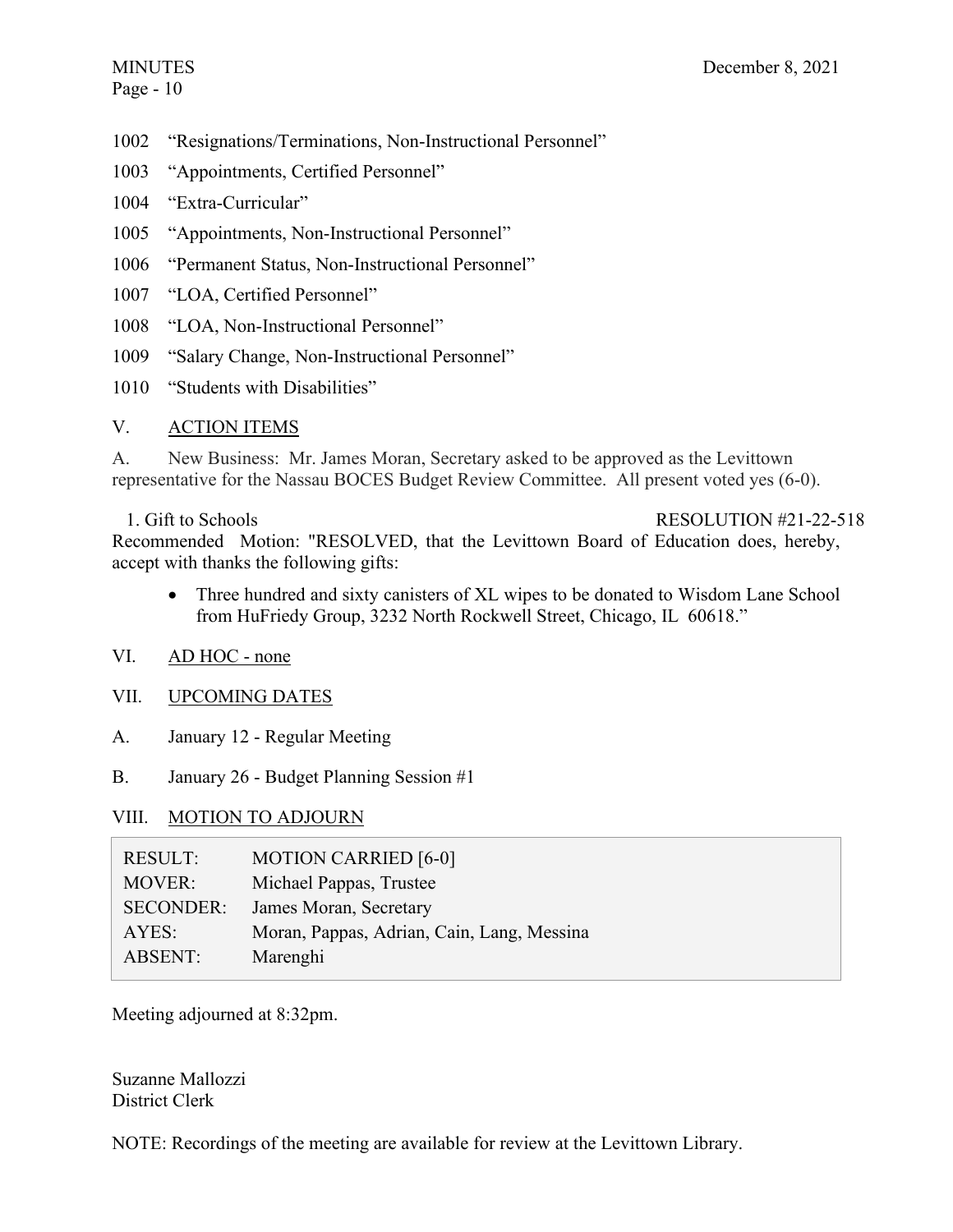1002 "Resignations/Terminations, Non-Instructional Personnel"

1003 "Appointments, Certified Personnel"

1004 "Extra-Curricular"

1005 "Appointments, Non-Instructional Personnel"

1006 "Permanent Status, Non-Instructional Personnel"

1007 "LOA, Certified Personnel"

1008 "LOA, Non-Instructional Personnel"

1009 "Salary Change, Non-Instructional Personnel"

1010 "Students with Disabilities"

## V. ACTION ITEMS

A. New Business: Mr. James Moran, Secretary asked to be approved as the Levittown representative for the Nassau BOCES Budget Review Committee. All present voted yes (6-0).

1. Gift to Schools RESOLUTION #21-22-518

Recommended Motion: "RESOLVED, that the Levittown Board of Education does, hereby, accept with thanks the following gifts:

- Three hundred and sixty canisters of XL wipes to be donated to Wisdom Lane School from HuFriedy Group, 3232 North Rockwell Street, Chicago, IL 60618."

## VI. AD HOC - none

## VII. UPCOMING DATES

A. January 12 - Regular Meeting

B. January 26 - Budget Planning Session #1

## VIII. MOTION TO ADJOURN

| | |
|---|---|
| RESULT: | MOTION CARRIED [6-0] |
| MOVER: | Michael Pappas, Trustee |
| SECONDER: | James Moran, Secretary |
| AYES: | Moran, Pappas, Adrian, Cain, Lang, Messina |
| ABSENT: | Marenghi |

Meeting adjourned at 8:32pm.

Suzanne Mallozzi
District Clerk

NOTE: Recordings of the meeting are available for review at the Levittown Library.